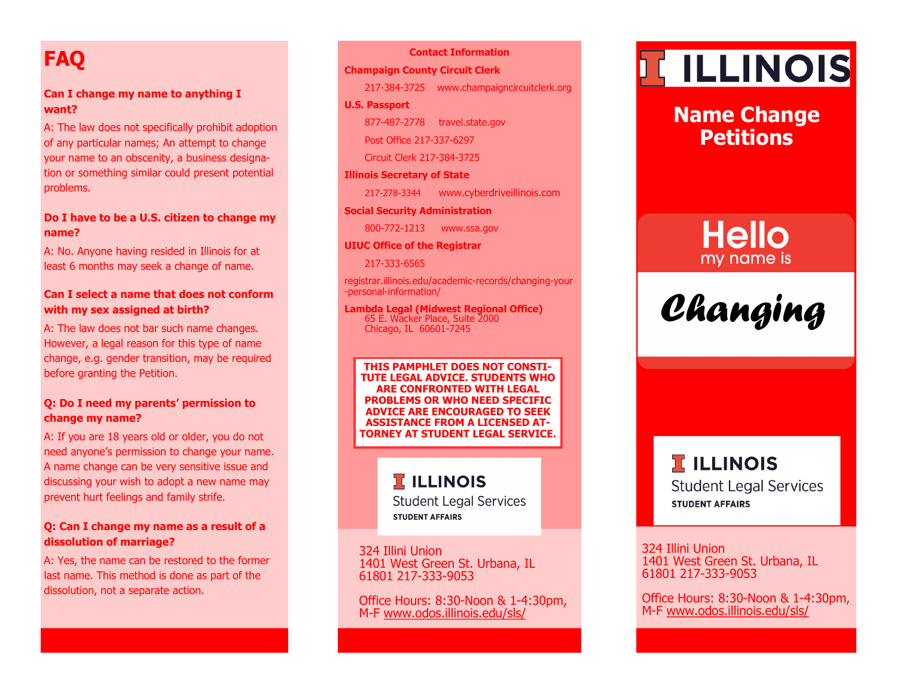# FAQ

**Can I change my name to anything I want?**

A: The law does not specifically prohibit adoption of any particular names; An attempt to change your name to an obscenity, a business designation or something similar could present potential problems.

**Do I have to be a U.S. citizen to change my name?**

A: No. Anyone having resided in Illinois for at least 6 months may seek a change of name.

**Can I select a name that does not conform with my sex assigned at birth?**

A: The law does not bar such name changes. However, a legal reason for this type of name change, e.g. gender transition, may be required before granting the Petition.

**Q: Do I need my parents' permission to change my name?**

A: If you are 18 years old or older, you do not need anyone's permission to change your name. A name change can be very sensitive issue and discussing your wish to adopt a new name may prevent hurt feelings and family strife.

**Q: Can I change my name as a result of a dissolution of marriage?**

A: Yes, the name can be restored to the former last name. This method is done as part of the dissolution, not a separate action.

**Contact Information**

**Champaign County Circuit Clerk**

217-384-3725 www.champaigncircuitclerk.org

**U.S. Passport**

877-487-2778 travel.state.gov

Post Office 217-337-6297

Circuit Clerk 217-384-3725

**Illinois Secretary of State**

217-278-3344 www.cyberdriveillinois.com

**Social Security Administration**

800-772-1213 www.ssa.gov

**UIUC Office of the Registrar**

217-333-6565

registrar.illinois.edu/academic-records/changing-your-personal-information/

**Lambda Legal (Midwest Regional Office)**
65 E. Wacker Place, Suite 2000
Chicago, IL 60601-7245

**THIS PAMPHLET DOES NOT CONSTITUTE LEGAL ADVICE. STUDENTS WHO ARE CONFRONTED WITH LEGAL PROBLEMS OR WHO NEED SPECIFIC ADVICE ARE ENCOURAGED TO SEEK ASSISTANCE FROM A LICENSED ATTORNEY AT STUDENT LEGAL SERVICE.**

ILLINOIS
Student Legal Services
STUDENT AFFAIRS

324 Illini Union
1401 West Green St. Urbana, IL
61801 217-333-9053

Office Hours: 8:30-Noon & 1-4:30pm, M-F www.odos.illinois.edu/sls/

# ILLINOIS

## Name Change Petitions

Hello
my name is

*Changing*

ILLINOIS
Student Legal Services
STUDENT AFFAIRS

324 Illini Union
1401 West Green St. Urbana, IL
61801 217-333-9053

Office Hours: 8:30-Noon & 1-4:30pm, M-F www.odos.illinois.edu/sls/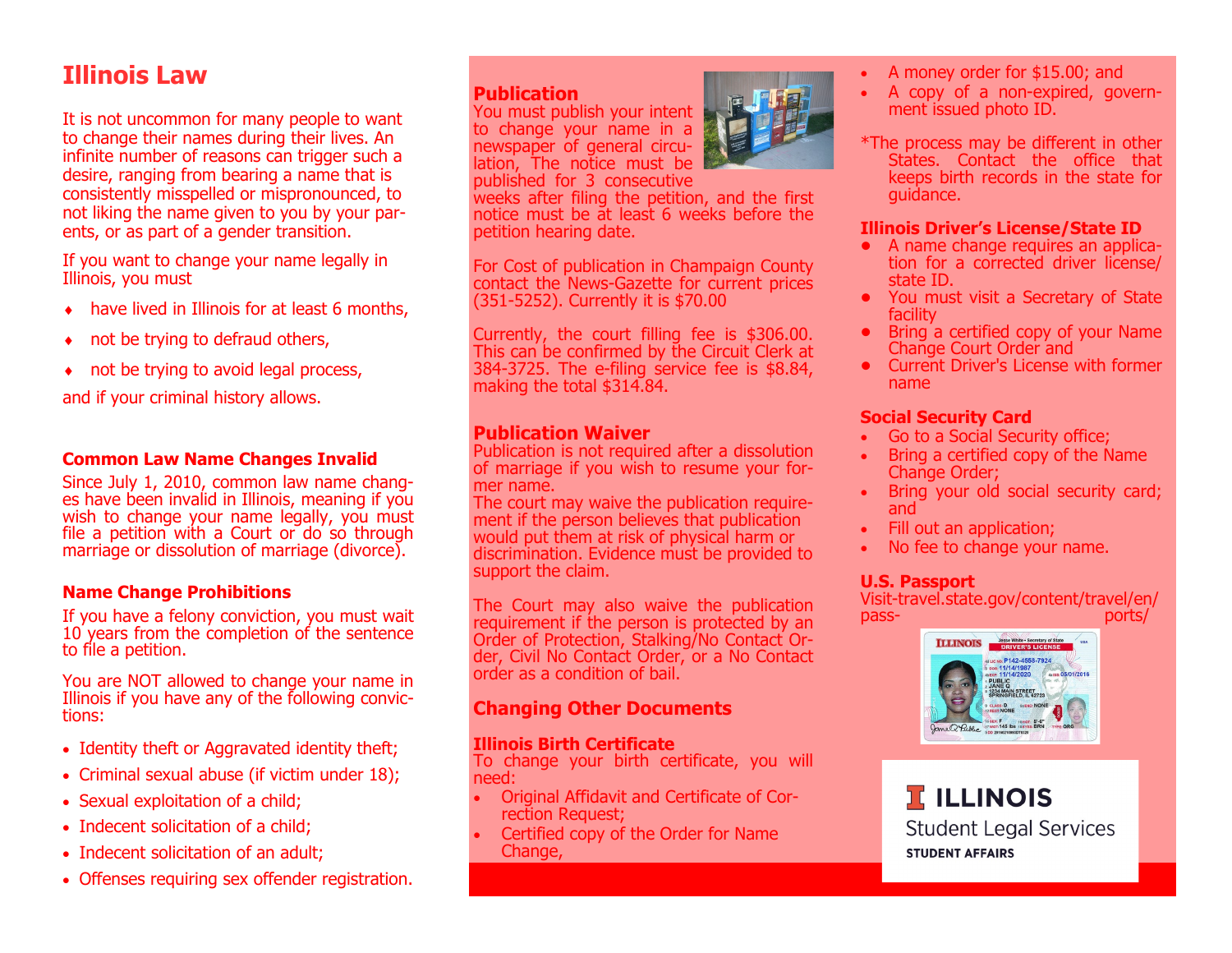# Illinois Law

It is not uncommon for many people to want to change their names during their lives. An infinite number of reasons can trigger such a desire, ranging from bearing a name that is consistently misspelled or mispronounced, to not liking the name given to you by your parents, or as part of a gender transition.

If you want to change your name legally in Illinois, you must

- have lived in Illinois for at least 6 months,
- not be trying to defraud others,
- not be trying to avoid legal process,

and if your criminal history allows.

### Common Law Name Changes Invalid

Since July 1, 2010, common law name changes have been invalid in Illinois, meaning if you wish to change your name legally, you must file a petition with a Court or do so through marriage or dissolution of marriage (divorce).

### Name Change Prohibitions

If you have a felony conviction, you must wait 10 years from the completion of the sentence to file a petition.

You are NOT allowed to change your name in Illinois if you have any of the following convictions:

- Identity theft or Aggravated identity theft;
- Criminal sexual abuse (if victim under 18);
- Sexual exploitation of a child;
- Indecent solicitation of a child;
- Indecent solicitation of an adult;
- Offenses requiring sex offender registration.

## Publication

You must publish your intent to change your name in a newspaper of general circulation, The notice must be published for 3 consecutive weeks after filing the petition, and the first notice must be at least 6 weeks before the petition hearing date.

For Cost of publication in Champaign County contact the News-Gazette for current prices (351-5252). Currently it is $70.00

Currently, the court filling fee is $306.00. This can be confirmed by the Circuit Clerk at 384-3725. The e-filing service fee is $8.84, making the total $314.84.

## Publication Waiver

Publication is not required after a dissolution of marriage if you wish to resume your former name.

The court may waive the publication requirement if the person believes that publication would put them at risk of physical harm or discrimination. Evidence must be provided to support the claim.

The Court may also waive the publication requirement if the person is protected by an Order of Protection, Stalking/No Contact Order, Civil No Contact Order, or a No Contact order as a condition of bail.

## Changing Other Documents

### Illinois Birth Certificate

To change your birth certificate, you will need:

- Original Affidavit and Certificate of Correction Request;
- Certified copy of the Order for Name Change,
- A money order for $15.00; and
- A copy of a non-expired, government issued photo ID.

*The process may be different in other States. Contact the office that keeps birth records in the state for guidance.

### Illinois Driver's License/State ID

- A name change requires an application for a corrected driver license/ state ID.
- You must visit a Secretary of State facility
- Bring a certified copy of your Name Change Court Order and
- Current Driver's License with former name

### Social Security Card

- Go to a Social Security office;
- Bring a certified copy of the Name Change Order;
- Bring your old social security card; and
- Fill out an application;
- No fee to change your name.

### U.S. Passport

Visit-travel.state.gov/content/travel/en/passports/

ILLINOIS
Student Legal Services
STUDENT AFFAIRS